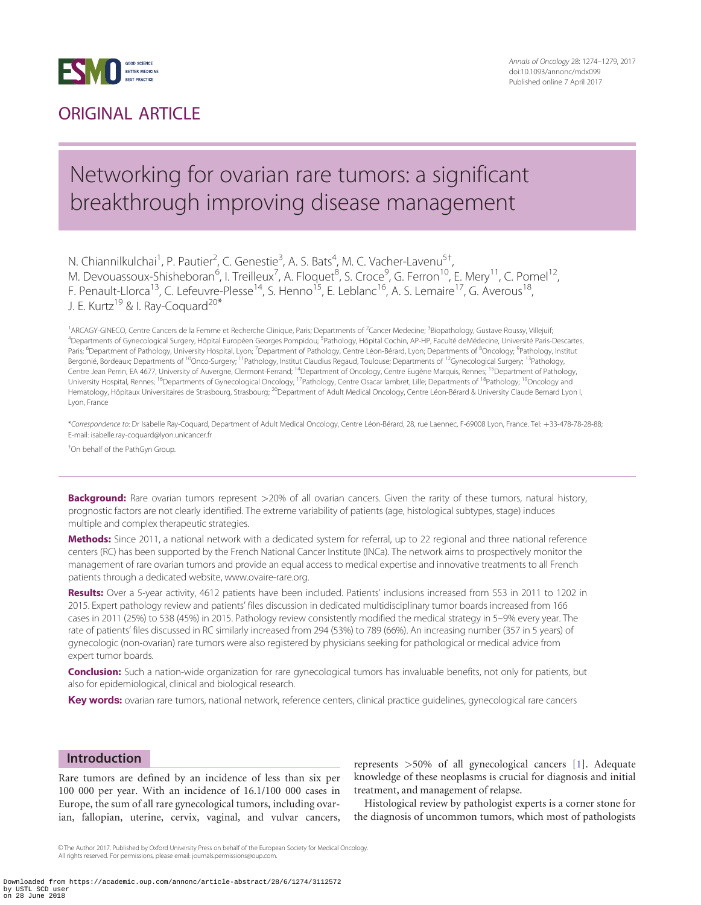ORIGINAL ARTICLE

# Networking for ovarian rare tumors: a significant breakthrough improving disease management

N. Chiannilkulchai[1], P. Pautier[2], C. Genestie[3], A. S. Bats[4], M. C. Vacher-Lavenu[5†], M. Devouassoux-Shisheboran[6], I. Treilleux[7], A. Floquet[8], S. Croce[9], G. Ferron[10], E. Mery[11], C. Pomel[12], F. Penault-Llorca[13], C. Lefeuvre-Plesse[14], S. Henno[15], E. Leblanc[16], A. S. Lemaire[17], G. Averous[18], J. E. Kurtz[19] & I. Ray-Coquard[20*]

[1]ARCAGY-GINECO, Centre Cancers de la Femme et Recherche Clinique, Paris; Departments of [2]Cancer Medecine; [3]Biopathology, Gustave Roussy, Villejuif; [4]Departments of Gynecological Surgery, Hôpital Européen Georges Pompidou; [5]Pathology, Hôpital Cochin, AP-HP, Faculté deMédecine, Université Paris-Descartes, Paris; [6]Department of Pathology, University Hospital, Lyon; [7]Department of Pathology, Centre Léon-Bérard, Lyon; Departments of [8]Oncology; [9]Pathology, Institut Bergonié, Bordeaux; Departments of [10]Onco-Surgery; [11]Pathology, Institut Claudius Regaud, Toulouse; Departments of [12]Gynecological Surgery; [13]Pathology, Centre Jean Perrin, EA 4677, University of Auvergne, Clermont-Ferrand; [14]Department of Oncology, Centre Eugène Marquis, Rennes; [15]Department of Pathology, University Hospital, Rennes; [16]Departments of Gynecological Oncology; [17]Pathology, Centre Osacar lambret, Lille; Departments of [18]Pathology; [19]Oncology and Hematology, Hôpitaux Universitaires de Strasbourg, Strasbourg; [20]Department of Adult Medical Oncology, Centre Léon-Bérard & University Claude Bernard Lyon I, Lyon, France

*Correspondence to: Dr Isabelle Ray-Coquard, Department of Adult Medical Oncology, Centre Léon-Bérard, 28, rue Laennec, F-69008 Lyon, France. Tel: +33-478-78-28-88; E-mail: isabelle.ray-coquard@lyon.unicancer.fr

†On behalf of the PathGyn Group.

**Background:** Rare ovarian tumors represent >20% of all ovarian cancers. Given the rarity of these tumors, natural history, prognostic factors are not clearly identified. The extreme variability of patients (age, histological subtypes, stage) induces multiple and complex therapeutic strategies.

**Methods:** Since 2011, a national network with a dedicated system for referral, up to 22 regional and three national reference centers (RC) has been supported by the French National Cancer Institute (INCa). The network aims to prospectively monitor the management of rare ovarian tumors and provide an equal access to medical expertise and innovative treatments to all French patients through a dedicated website, www.ovaire-rare.org.

**Results:** Over a 5-year activity, 4612 patients have been included. Patients' inclusions increased from 553 in 2011 to 1202 in 2015. Expert pathology review and patients' files discussion in dedicated multidisciplinary tumor boards increased from 166 cases in 2011 (25%) to 538 (45%) in 2015. Pathology review consistently modified the medical strategy in 5–9% every year. The rate of patients' files discussed in RC similarly increased from 294 (53%) to 789 (66%). An increasing number (357 in 5 years) of gynecologic (non-ovarian) rare tumors were also registered by physicians seeking for pathological or medical advice from expert tumor boards.

**Conclusion:** Such a nation-wide organization for rare gynecological tumors has invaluable benefits, not only for patients, but also for epidemiological, clinical and biological research.

**Key words:** ovarian rare tumors, national network, reference centers, clinical practice guidelines, gynecological rare cancers

## Introduction

Rare tumors are defined by an incidence of less than six per 100 000 per year. With an incidence of 16.1/100 000 cases in Europe, the sum of all rare gynecological tumors, including ovarian, fallopian, uterine, cervix, vaginal, and vulvar cancers, represents >50% of all gynecological cancers [1]. Adequate knowledge of these neoplasms is crucial for diagnosis and initial treatment, and management of relapse.

Histological review by pathologist experts is a corner stone for the diagnosis of uncommon tumors, which most of pathologists

© The Author 2017. Published by Oxford University Press on behalf of the European Society for Medical Oncology. All rights reserved. For permissions, please email: journals.permissions@oup.com.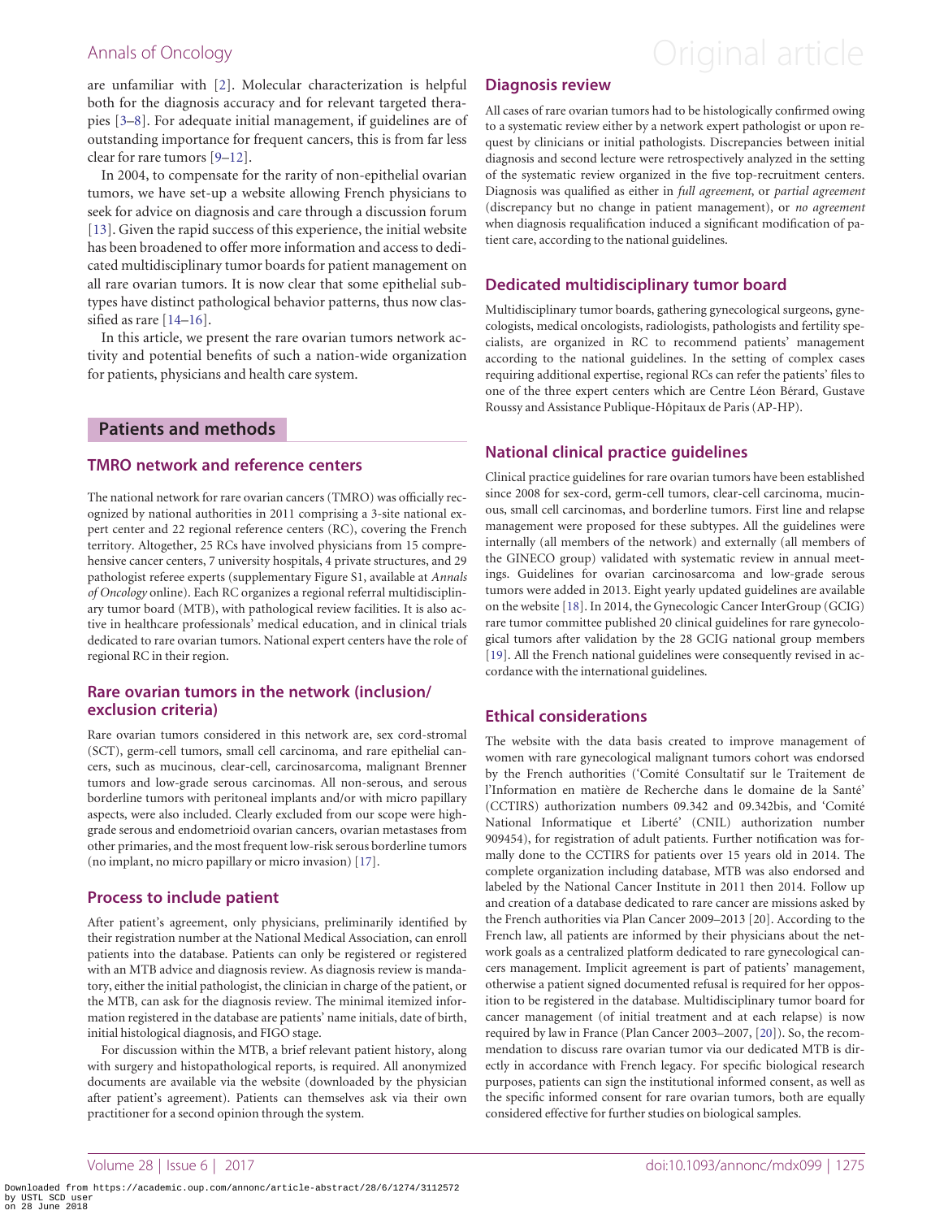are unfamiliar with [2]. Molecular characterization is helpful both for the diagnosis accuracy and for relevant targeted therapies [3–8]. For adequate initial management, if guidelines are of outstanding importance for frequent cancers, this is from far less clear for rare tumors [9–12].

In 2004, to compensate for the rarity of non-epithelial ovarian tumors, we have set-up a website allowing French physicians to seek for advice on diagnosis and care through a discussion forum [13]. Given the rapid success of this experience, the initial website has been broadened to offer more information and access to dedicated multidisciplinary tumor boards for patient management on all rare ovarian tumors. It is now clear that some epithelial subtypes have distinct pathological behavior patterns, thus now classified as rare [14–16].

In this article, we present the rare ovarian tumors network activity and potential benefits of such a nation-wide organization for patients, physicians and health care system.

## Patients and methods

### TMRO network and reference centers

The national network for rare ovarian cancers (TMRO) was officially recognized by national authorities in 2011 comprising a 3-site national expert center and 22 regional reference centers (RC), covering the French territory. Altogether, 25 RCs have involved physicians from 15 comprehensive cancer centers, 7 university hospitals, 4 private structures, and 29 pathologist referee experts (supplementary Figure S1, available at *Annals of Oncology* online). Each RC organizes a regional referral multidisciplinary tumor board (MTB), with pathological review facilities. It is also active in healthcare professionals' medical education, and in clinical trials dedicated to rare ovarian tumors. National expert centers have the role of regional RC in their region.

### Rare ovarian tumors in the network (inclusion/exclusion criteria)

Rare ovarian tumors considered in this network are, sex cord-stromal (SCT), germ-cell tumors, small cell carcinoma, and rare epithelial cancers, such as mucinous, clear-cell, carcinosarcoma, malignant Brenner tumors and low-grade serous carcinomas. All non-serous, and serous borderline tumors with peritoneal implants and/or with micro papillary aspects, were also included. Clearly excluded from our scope were high-grade serous and endometrioid ovarian cancers, ovarian metastases from other primaries, and the most frequent low-risk serous borderline tumors (no implant, no micro papillary or micro invasion) [17].

### Process to include patient

After patient's agreement, only physicians, preliminarily identified by their registration number at the National Medical Association, can enroll patients into the database. Patients can only be registered or registered with an MTB advice and diagnosis review. As diagnosis review is mandatory, either the initial pathologist, the clinician in charge of the patient, or the MTB, can ask for the diagnosis review. The minimal itemized information registered in the database are patients' name initials, date of birth, initial histological diagnosis, and FIGO stage.

For discussion within the MTB, a brief relevant patient history, along with surgery and histopathological reports, is required. All anonymized documents are available via the website (downloaded by the physician after patient's agreement). Patients can themselves ask via their own practitioner for a second opinion through the system.

### Diagnosis review

All cases of rare ovarian tumors had to be histologically confirmed owing to a systematic review either by a network expert pathologist or upon request by clinicians or initial pathologists. Discrepancies between initial diagnosis and second lecture were retrospectively analyzed in the setting of the systematic review organized in the five top-recruitment centers. Diagnosis was qualified as either in *full agreement*, or *partial agreement* (discrepancy but no change in patient management), or *no agreement* when diagnosis requalification induced a significant modification of patient care, according to the national guidelines.

### Dedicated multidisciplinary tumor board

Multidisciplinary tumor boards, gathering gynecological surgeons, gynecologists, medical oncologists, radiologists, pathologists and fertility specialists, are organized in RC to recommend patients' management according to the national guidelines. In the setting of complex cases requiring additional expertise, regional RCs can refer the patients' files to one of the three expert centers which are Centre Léon Bérard, Gustave Roussy and Assistance Publique-Hôpitaux de Paris (AP-HP).

### National clinical practice guidelines

Clinical practice guidelines for rare ovarian tumors have been established since 2008 for sex-cord, germ-cell tumors, clear-cell carcinoma, mucinous, small cell carcinomas, and borderline tumors. First line and relapse management were proposed for these subtypes. All the guidelines were internally (all members of the network) and externally (all members of the GINECO group) validated with systematic review in annual meetings. Guidelines for ovarian carcinosarcoma and low-grade serous tumors were added in 2013. Eight yearly updated guidelines are available on the website [18]. In 2014, the Gynecologic Cancer InterGroup (GCIG) rare tumor committee published 20 clinical guidelines for rare gynecological tumors after validation by the 28 GCIG national group members [19]. All the French national guidelines were consequently revised in accordance with the international guidelines.

### Ethical considerations

The website with the data basis created to improve management of women with rare gynecological malignant tumors cohort was endorsed by the French authorities ('Comité Consultatif sur le Traitement de l'Information en matière de Recherche dans le domaine de la Santé' (CCTIRS) authorization numbers 09.342 and 09.342bis, and 'Comité National Informatique et Liberté' (CNIL) authorization number 909454), for registration of adult patients. Further notification was formally done to the CCTIRS for patients over 15 years old in 2014. The complete organization including database, MTB was also endorsed and labeled by the National Cancer Institute in 2011 then 2014. Follow up and creation of a database dedicated to rare cancer are missions asked by the French authorities via Plan Cancer 2009–2013 [20]. According to the French law, all patients are informed by their physicians about the network goals as a centralized platform dedicated to rare gynecological cancers management. Implicit agreement is part of patients' management, otherwise a patient signed documented refusal is required for her opposition to be registered in the database. Multidisciplinary tumor board for cancer management (of initial treatment and at each relapse) is now required by law in France (Plan Cancer 2003–2007, [20]). So, the recommendation to discuss rare ovarian tumor via our dedicated MTB is directly in accordance with French legacy. For specific biological research purposes, patients can sign the institutional informed consent, as well as the specific informed consent for rare ovarian tumors, both are equally considered effective for further studies on biological samples.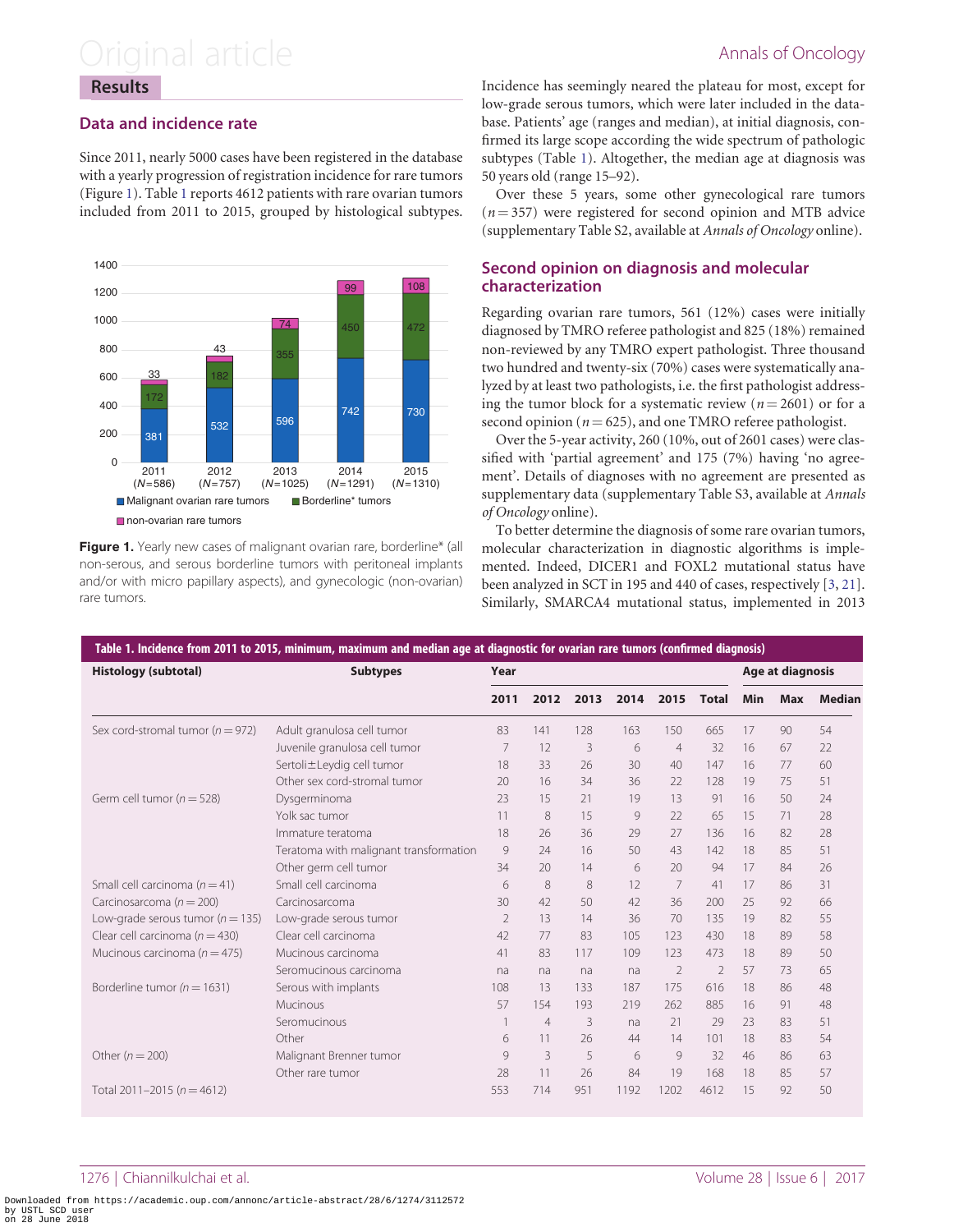## Results

### Data and incidence rate

Since 2011, nearly 5000 cases have been registered in the database with a yearly progression of registration incidence for rare tumors (Figure 1). Table 1 reports 4612 patients with rare ovarian tumors included from 2011 to 2015, grouped by histological subtypes.

**Figure 1.** Yearly new cases of malignant ovarian rare, borderline* (all non-serous, and serous borderline tumors with peritoneal implants and/or with micro papillary aspects), and gynecologic (non-ovarian) rare tumors.

Incidence has seemingly neared the plateau for most, except for low-grade serous tumors, which were later included in the database. Patients' age (ranges and median), at initial diagnosis, confirmed its large scope according the wide spectrum of pathologic subtypes (Table 1). Altogether, the median age at diagnosis was 50 years old (range 15–92).

Over these 5 years, some other gynecological rare tumors ($n = 357$) were registered for second opinion and MTB advice (supplementary Table S2, available at *Annals of Oncology* online).

### Second opinion on diagnosis and molecular characterization

Regarding ovarian rare tumors, 561 (12%) cases were initially diagnosed by TMRO referee pathologist and 825 (18%) remained non-reviewed by any TMRO expert pathologist. Three thousand two hundred and twenty-six (70%) cases were systematically analyzed by at least two pathologists, i.e. the first pathologist addressing the tumor block for a systematic review ($n = 2601$) or for a second opinion ($n = 625$), and one TMRO referee pathologist.

Over the 5-year activity, 260 (10%, out of 2601 cases) were classified with 'partial agreement' and 175 (7%) having 'no agreement'. Details of diagnoses with no agreement are presented as supplementary data (supplementary Table S3, available at *Annals of Oncology* online).

To better determine the diagnosis of some rare ovarian tumors, molecular characterization in diagnostic algorithms is implemented. Indeed, DICER1 and FOXL2 mutational status have been analyzed in SCT in 195 and 440 of cases, respectively [3, 21]. Similarly, SMARCA4 mutational status, implemented in 2013

**Table 1. Incidence from 2011 to 2015, minimum, maximum and median age at diagnostic for ovarian rare tumors (confirmed diagnosis)**

| Histology (subtotal) | Subtypes | Year | | | | | | Age at diagnosis | | |
|---|---|---|---|---|---|---|---|---|---|---|
| | | 2011 | 2012 | 2013 | 2014 | 2015 | Total | Min | Max | Median |
| Sex cord-stromal tumor ($n = 972$) | Adult granulosa cell tumor | 83 | 141 | 128 | 163 | 150 | 665 | 17 | 90 | 54 |
| | Juvenile granulosa cell tumor | 7 | 12 | 3 | 6 | 4 | 32 | 16 | 67 | 22 |
| | Sertoli±Leydig cell tumor | 18 | 33 | 26 | 30 | 40 | 147 | 16 | 77 | 60 |
| | Other sex cord-stromal tumor | 20 | 16 | 34 | 36 | 22 | 128 | 19 | 75 | 51 |
| Germ cell tumor ($n = 528$) | Dysgerminoma | 23 | 15 | 21 | 19 | 13 | 91 | 16 | 50 | 24 |
| | Yolk sac tumor | 11 | 8 | 15 | 9 | 22 | 65 | 15 | 71 | 28 |
| | Immature teratoma | 18 | 26 | 36 | 29 | 27 | 136 | 16 | 82 | 28 |
| | Teratoma with malignant transformation | 9 | 24 | 16 | 50 | 43 | 142 | 18 | 85 | 51 |
| | Other germ cell tumor | 34 | 20 | 14 | 6 | 20 | 94 | 17 | 84 | 26 |
| Small cell carcinoma ($n = 41$) | Small cell carcinoma | 6 | 8 | 8 | 12 | 7 | 41 | 17 | 86 | 31 |
| Carcinosarcoma ($n = 200$) | Carcinosarcoma | 30 | 42 | 50 | 42 | 36 | 200 | 25 | 92 | 66 |
| Low-grade serous tumor ($n = 135$) | Low-grade serous tumor | 2 | 13 | 14 | 36 | 70 | 135 | 19 | 82 | 55 |
| Clear cell carcinoma ($n = 430$) | Clear cell carcinoma | 42 | 77 | 83 | 105 | 123 | 430 | 18 | 89 | 58 |
| Mucinous carcinoma ($n = 475$) | Mucinous carcinoma | 41 | 83 | 117 | 109 | 123 | 473 | 18 | 89 | 50 |
| | Seromucinous carcinoma | na | na | na | na | 2 | 2 | 57 | 73 | 65 |
| Borderline tumor ($n = 1631$) | Serous with implants | 108 | 13 | 133 | 187 | 175 | 616 | 18 | 86 | 48 |
| | Mucinous | 57 | 154 | 193 | 219 | 262 | 885 | 16 | 91 | 48 |
| | Seromucinous | 1 | 4 | 3 | na | 21 | 29 | 23 | 83 | 51 |
| | Other | 6 | 11 | 26 | 44 | 14 | 101 | 18 | 83 | 54 |
| Other ($n = 200$) | Malignant Brenner tumor | 9 | 3 | 5 | 6 | 9 | 32 | 46 | 86 | 63 |
| | Other rare tumor | 28 | 11 | 26 | 84 | 19 | 168 | 18 | 85 | 57 |
| Total 2011–2015 ($n = 4612$) | | 553 | 714 | 951 | 1192 | 1202 | 4612 | 15 | 92 | 50 |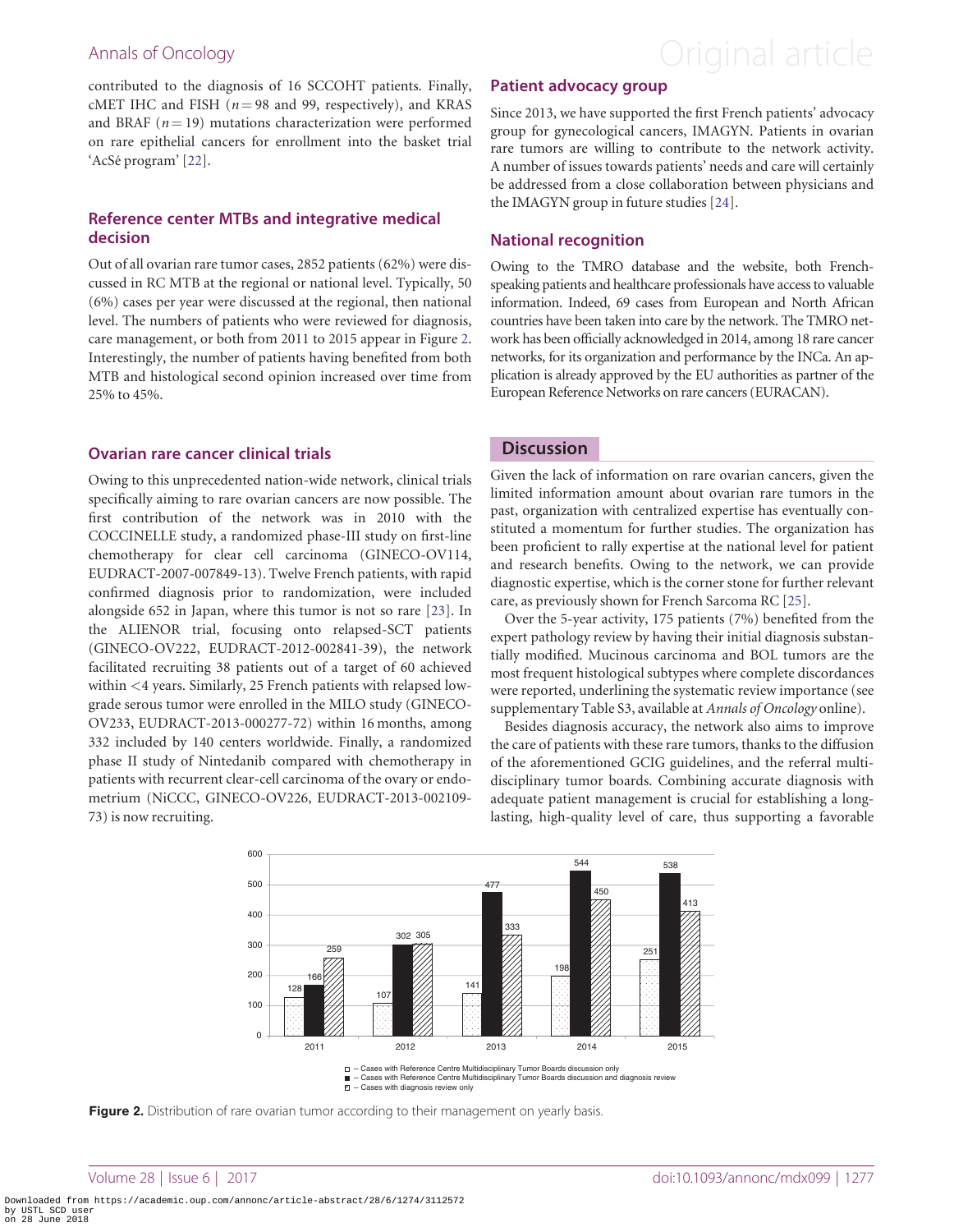contributed to the diagnosis of 16 SCCOHT patients. Finally, cMET IHC and FISH ($n = 98$ and 99, respectively), and KRAS and BRAF ($n = 19$) mutations characterization were performed on rare epithelial cancers for enrollment into the basket trial 'AcSé program' [22].

### Reference center MTBs and integrative medical decision

Out of all ovarian rare tumor cases, 2852 patients (62%) were discussed in RC MTB at the regional or national level. Typically, 50 (6%) cases per year were discussed at the regional, then national level. The numbers of patients who were reviewed for diagnosis, care management, or both from 2011 to 2015 appear in Figure 2. Interestingly, the number of patients having benefited from both MTB and histological second opinion increased over time from 25% to 45%.

### Ovarian rare cancer clinical trials

Owing to this unprecedented nation-wide network, clinical trials specifically aiming to rare ovarian cancers are now possible. The first contribution of the network was in 2010 with the COCCINELLE study, a randomized phase-III study on first-line chemotherapy for clear cell carcinoma (GINECO-OV114, EUDRACT-2007-007849-13). Twelve French patients, with rapid confirmed diagnosis prior to randomization, were included alongside 652 in Japan, where this tumor is not so rare [23]. In the ALIENOR trial, focusing onto relapsed-SCT patients (GINECO-OV222, EUDRACT-2012-002841-39), the network facilitated recruiting 38 patients out of a target of 60 achieved within <4 years. Similarly, 25 French patients with relapsed low-grade serous tumor were enrolled in the MILO study (GINECO-OV233, EUDRACT-2013-000277-72) within 16 months, among 332 included by 140 centers worldwide. Finally, a randomized phase II study of Nintedanib compared with chemotherapy in patients with recurrent clear-cell carcinoma of the ovary or endometrium (NiCCC, GINECO-OV226, EUDRACT-2013-002109-73) is now recruiting.

### Patient advocacy group

Since 2013, we have supported the first French patients' advocacy group for gynecological cancers, IMAGYN. Patients in ovarian rare tumors are willing to contribute to the network activity. A number of issues towards patients' needs and care will certainly be addressed from a close collaboration between physicians and the IMAGYN group in future studies [24].

### National recognition

Owing to the TMRO database and the website, both French-speaking patients and healthcare professionals have access to valuable information. Indeed, 69 cases from European and North African countries have been taken into care by the network. The TMRO network has been officially acknowledged in 2014, among 18 rare cancer networks, for its organization and performance by the INCa. An application is already approved by the EU authorities as partner of the European Reference Networks on rare cancers (EURACAN).

## Discussion

Given the lack of information on rare ovarian cancers, given the limited information amount about ovarian rare tumors in the past, organization with centralized expertise has eventually constituted a momentum for further studies. The organization has been proficient to rally expertise at the national level for patient and research benefits. Owing to the network, we can provide diagnostic expertise, which is the corner stone for further relevant care, as previously shown for French Sarcoma RC [25].

Over the 5-year activity, 175 patients (7%) benefited from the expert pathology review by having their initial diagnosis substantially modified. Mucinous carcinoma and BOL tumors are the most frequent histological subtypes where complete discordances were reported, underlining the systematic review importance (see supplementary Table S3, available at *Annals of Oncology* online).

Besides diagnosis accuracy, the network also aims to improve the care of patients with these rare tumors, thanks to the diffusion of the aforementioned GCIG guidelines, and the referral multidisciplinary tumor boards. Combining accurate diagnosis with adequate patient management is crucial for establishing a long-lasting, high-quality level of care, thus supporting a favorable

| Year | Cases with Reference Centre Multidisciplinary Tumor Boards discussion only | Cases with Reference Centre Multidisciplinary Tumor Boards discussion and diagnosis review | Cases with diagnosis review only |
|---|---|---|---|
| 2011 | 128 | 166 | 259 |
| 2012 | 107 | 302 | 305 |
| 2013 | 141 | 477 | 333 |
| 2014 | 198 | 544 | 450 |
| 2015 | 251 | 538 | 413 |

**Figure 2.** Distribution of rare ovarian tumor according to their management on yearly basis.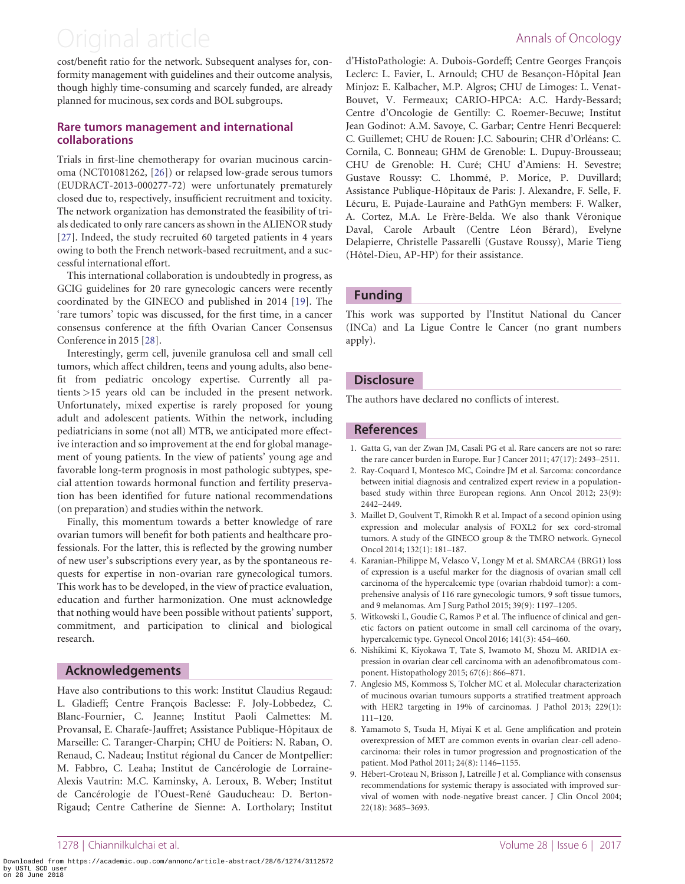cost/benefit ratio for the network. Subsequent analyses for, conformity management with guidelines and their outcome analysis, though highly time-consuming and scarcely funded, are already planned for mucinous, sex cords and BOL subgroups.

### Rare tumors management and international collaborations

Trials in first-line chemotherapy for ovarian mucinous carcinoma (NCT01081262, [26]) or relapsed low-grade serous tumors (EUDRACT-2013-000277-72) were unfortunately prematurely closed due to, respectively, insufficient recruitment and toxicity. The network organization has demonstrated the feasibility of trials dedicated to only rare cancers as shown in the ALIENOR study [27]. Indeed, the study recruited 60 targeted patients in 4 years owing to both the French network-based recruitment, and a successful international effort.

This international collaboration is undoubtedly in progress, as GCIG guidelines for 20 rare gynecologic cancers were recently coordinated by the GINECO and published in 2014 [19]. The 'rare tumors' topic was discussed, for the first time, in a cancer consensus conference at the fifth Ovarian Cancer Consensus Conference in 2015 [28].

Interestingly, germ cell, juvenile granulosa cell and small cell tumors, which affect children, teens and young adults, also benefit from pediatric oncology expertise. Currently all patients >15 years old can be included in the present network. Unfortunately, mixed expertise is rarely proposed for young adult and adolescent patients. Within the network, including pediatricians in some (not all) MTB, we anticipated more effective interaction and so improvement at the end for global management of young patients. In the view of patients' young age and favorable long-term prognosis in most pathologic subtypes, special attention towards hormonal function and fertility preservation has been identified for future national recommendations (on preparation) and studies within the network.

Finally, this momentum towards a better knowledge of rare ovarian tumors will benefit for both patients and healthcare professionals. For the latter, this is reflected by the growing number of new user's subscriptions every year, as by the spontaneous requests for expertise in non-ovarian rare gynecological tumors. This work has to be developed, in the view of practice evaluation, education and further harmonization. One must acknowledge that nothing would have been possible without patients' support, commitment, and participation to clinical and biological research.

## Acknowledgements

Have also contributions to this work: Institut Claudius Regaud: L. Gladieff; Centre François Baclesse: F. Joly-Lobbedez, C. Blanc-Fournier, C. Jeanne; Institut Paoli Calmettes: M. Provansal, E. Charafe-Jauffret; Assistance Publique-Hôpitaux de Marseille: C. Taranger-Charpin; CHU de Poitiers: N. Raban, O. Renaud, C. Nadeau; Institut régional du Cancer de Montpellier: M. Fabbro, C. Leaha; Institut de Cancérologie de Lorraine-Alexis Vautrin: M.C. Kaminsky, A. Leroux, B. Weber; Institut de Cancérologie de l'Ouest-René Gauducheau: D. Berton-Rigaud; Centre Catherine de Sienne: A. Lortholary; Institut d'HistoPathologie: A. Dubois-Gordeff; Centre Georges François Leclerc: L. Favier, L. Arnould; CHU de Besançon-Hôpital Jean Minjoz: E. Kalbacher, M.P. Algros; CHU de Limoges: L. Venat-Bouvet, V. Fermeaux; CARIO-HPCA: A.C. Hardy-Bessard; Centre d'Oncologie de Gentilly: C. Roemer-Becuwe; Institut Jean Godinot: A.M. Savoye, C. Garbar; Centre Henri Becquerel: C. Guillemet; CHU de Rouen: J.C. Sabourin; CHR d'Orléans: C. Cornila, C. Bonneau; GHM de Grenoble: L. Dupuy-Brousseau; CHU de Grenoble: H. Curé; CHU d'Amiens: H. Sevestre; Gustave Roussy: C. Lhommé, P. Morice, P. Duvillard; Assistance Publique-Hôpitaux de Paris: J. Alexandre, F. Selle, F. Lécuru, E. Pujade-Lauraine and PathGyn members: F. Walker, A. Cortez, M.A. Le Frère-Belda. We also thank Véronique Daval, Carole Arbault (Centre Léon Bérard), Evelyne Delapierre, Christelle Passarelli (Gustave Roussy), Marie Tieng (Hôtel-Dieu, AP-HP) for their assistance.

## Funding

This work was supported by l'Institut National du Cancer (INCa) and La Ligue Contre le Cancer (no grant numbers apply).

## Disclosure

The authors have declared no conflicts of interest.

## References

1. Gatta G, van der Zwan JM, Casali PG et al. Rare cancers are not so rare: the rare cancer burden in Europe. Eur J Cancer 2011; 47(17): 2493–2511.
2. Ray-Coquard I, Montesco MC, Coindre JM et al. Sarcoma: concordance between initial diagnosis and centralized expert review in a population-based study within three European regions. Ann Oncol 2012; 23(9): 2442–2449.
3. Maillet D, Goulvent T, Rimokh R et al. Impact of a second opinion using expression and molecular analysis of FOXL2 for sex cord-stromal tumors. A study of the GINECO group & the TMRO network. Gynecol Oncol 2014; 132(1): 181–187.
4. Karanian-Philippe M, Velasco V, Longy M et al. SMARCA4 (BRG1) loss of expression is a useful marker for the diagnosis of ovarian small cell carcinoma of the hypercalcemic type (ovarian rhabdoid tumor): a comprehensive analysis of 116 rare gynecologic tumors, 9 soft tissue tumors, and 9 melanomas. Am J Surg Pathol 2015; 39(9): 1197–1205.
5. Witkowski L, Goudie C, Ramos P et al. The influence of clinical and genetic factors on patient outcome in small cell carcinoma of the ovary, hypercalcemic type. Gynecol Oncol 2016; 141(3): 454–460.
6. Nishikimi K, Kiyokawa T, Tate S, Iwamoto M, Shozu M. ARID1A expression in ovarian clear cell carcinoma with an adenofibromatous component. Histopathology 2015; 67(6): 866–871.
7. Anglesio MS, Kommoss S, Tolcher MC et al. Molecular characterization of mucinous ovarian tumours supports a stratified treatment approach with HER2 targeting in 19% of carcinomas. J Pathol 2013; 229(1): 111–120.
8. Yamamoto S, Tsuda H, Miyai K et al. Gene amplification and protein overexpression of MET are common events in ovarian clear-cell adenocarcinoma: their roles in tumor progression and prognostication of the patient. Mod Pathol 2011; 24(8): 1146–1155.
9. Hébert-Croteau N, Brisson J, Latreille J et al. Compliance with consensus recommendations for systemic therapy is associated with improved survival of women with node-negative breast cancer. J Clin Oncol 2004; 22(18): 3685–3693.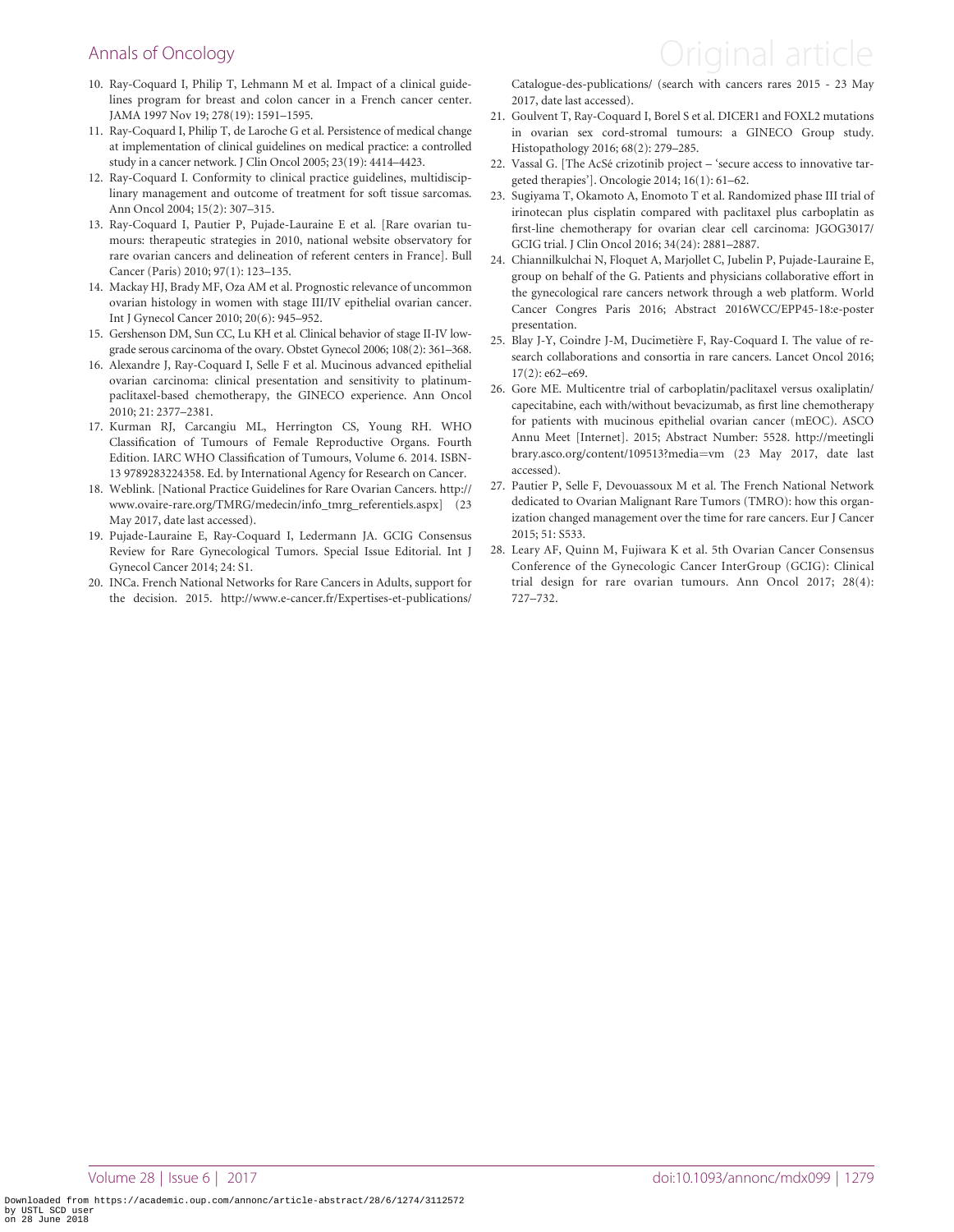10. Ray-Coquard I, Philip T, Lehmann M et al. Impact of a clinical guidelines program for breast and colon cancer in a French cancer center. JAMA 1997 Nov 19; 278(19): 1591–1595.
11. Ray-Coquard I, Philip T, de Laroche G et al. Persistence of medical change at implementation of clinical guidelines on medical practice: a controlled study in a cancer network. J Clin Oncol 2005; 23(19): 4414–4423.
12. Ray-Coquard I. Conformity to clinical practice guidelines, multidisciplinary management and outcome of treatment for soft tissue sarcomas. Ann Oncol 2004; 15(2): 307–315.
13. Ray-Coquard I, Pautier P, Pujade-Lauraine E et al. [Rare ovarian tumours: therapeutic strategies in 2010, national website observatory for rare ovarian cancers and delineation of referent centers in France]. Bull Cancer (Paris) 2010; 97(1): 123–135.
14. Mackay HJ, Brady MF, Oza AM et al. Prognostic relevance of uncommon ovarian histology in women with stage III/IV epithelial ovarian cancer. Int J Gynecol Cancer 2010; 20(6): 945–952.
15. Gershenson DM, Sun CC, Lu KH et al. Clinical behavior of stage II-IV low-grade serous carcinoma of the ovary. Obstet Gynecol 2006; 108(2): 361–368.
16. Alexandre J, Ray-Coquard I, Selle F et al. Mucinous advanced epithelial ovarian carcinoma: clinical presentation and sensitivity to platinum-paclitaxel-based chemotherapy, the GINECO experience. Ann Oncol 2010; 21: 2377–2381.
17. Kurman RJ, Carcangiu ML, Herrington CS, Young RH. WHO Classification of Tumours of Female Reproductive Organs. Fourth Edition. IARC WHO Classification of Tumours, Volume 6. 2014. ISBN-13 9789283224358. Ed. by International Agency for Research on Cancer.
18. Weblink. [National Practice Guidelines for Rare Ovarian Cancers. http://www.ovaire-rare.org/TMRG/medecin/info_tmrg_referentiels.aspx] (23 May 2017, date last accessed).
19. Pujade-Lauraine E, Ray-Coquard I, Ledermann JA. GCIG Consensus Review for Rare Gynecological Tumors. Special Issue Editorial. Int J Gynecol Cancer 2014; 24: S1.
20. INCa. French National Networks for Rare Cancers in Adults, support for the decision. 2015. http://www.e-cancer.fr/Expertises-et-publications/Catalogue-des-publications/ (search with cancers rares 2015 - 23 May 2017, date last accessed).
21. Goulvent T, Ray-Coquard I, Borel S et al. DICER1 and FOXL2 mutations in ovarian sex cord-stromal tumours: a GINECO Group study. Histopathology 2016; 68(2): 279–285.
22. Vassal G. [The AcSé crizotinib project – 'secure access to innovative targeted therapies']. Oncologie 2014; 16(1): 61–62.
23. Sugiyama T, Okamoto A, Enomoto T et al. Randomized phase III trial of irinotecan plus cisplatin compared with paclitaxel plus carboplatin as first-line chemotherapy for ovarian clear cell carcinoma: JGOG3017/GCIG trial. J Clin Oncol 2016; 34(24): 2881–2887.
24. Chiannilkulchai N, Floquet A, Marjollet C, Jubelin P, Pujade-Lauraine E, group on behalf of the G. Patients and physicians collaborative effort in the gynecological rare cancers network through a web platform. World Cancer Congres Paris 2016; Abstract 2016WCC/EPP45-18:e-poster presentation.
25. Blay J-Y, Coindre J-M, Ducimetière F, Ray-Coquard I. The value of research collaborations and consortia in rare cancers. Lancet Oncol 2016; 17(2): e62–e69.
26. Gore ME. Multicentre trial of carboplatin/paclitaxel versus oxaliplatin/capecitabine, each with/without bevacizumab, as first line chemotherapy for patients with mucinous epithelial ovarian cancer (mEOC). ASCO Annu Meet [Internet]. 2015; Abstract Number: 5528. http://meetinglibrary.asco.org/content/109513?media=vm (23 May 2017, date last accessed).
27. Pautier P, Selle F, Devouassoux M et al. The French National Network dedicated to Ovarian Malignant Rare Tumors (TMRO): how this organization changed management over the time for rare cancers. Eur J Cancer 2015; 51: S533.
28. Leary AF, Quinn M, Fujiwara K et al. 5th Ovarian Cancer Consensus Conference of the Gynecologic Cancer InterGroup (GCIG): Clinical trial design for rare ovarian tumours. Ann Oncol 2017; 28(4): 727–732.